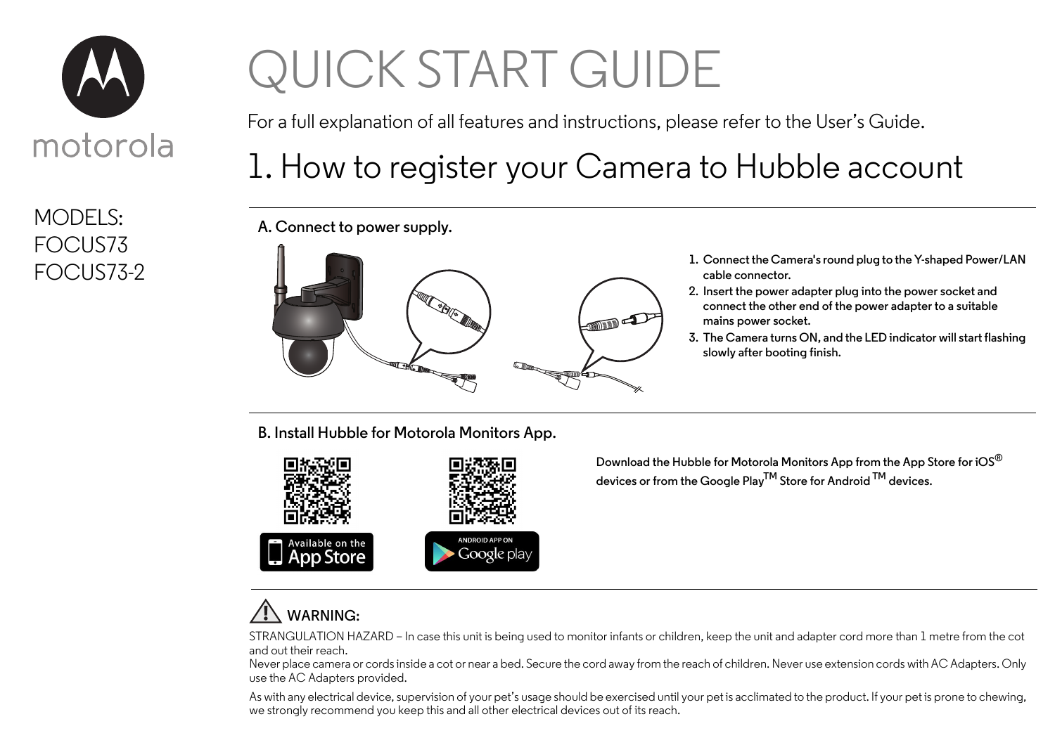motorola

MODELS:
FOCUS73
FOCUS73-2

# QUICK START GUIDE

For a full explanation of all features and instructions, please refer to the User's Guide.

## 1. How to register your Camera to Hubble account

### A. Connect to power supply.

1. Connect the Camera's round plug to the Y-shaped Power/LAN cable connector.
2. Insert the power adapter plug into the power socket and connect the other end of the power adapter to a suitable mains power socket.
3. The Camera turns ON, and the LED indicator will start flashing slowly after booting finish.

### B. Install Hubble for Motorola Monitors App.

Available on the App Store

ANDROID APP ON Google play

Download the Hubble for Motorola Monitors App from the App Store for iOS® devices or from the Google Play™ Store for Android ™ devices.

**WARNING:**

STRANGULATION HAZARD – In case this unit is being used to monitor infants or children, keep the unit and adapter cord more than 1 metre from the cot and out their reach.
Never place camera or cords inside a cot or near a bed. Secure the cord away from the reach of children. Never use extension cords with AC Adapters. Only use the AC Adapters provided.

As with any electrical device, supervision of your pet's usage should be exercised until your pet is acclimated to the product. If your pet is prone to chewing, we strongly recommend you keep this and all other electrical devices out of its reach.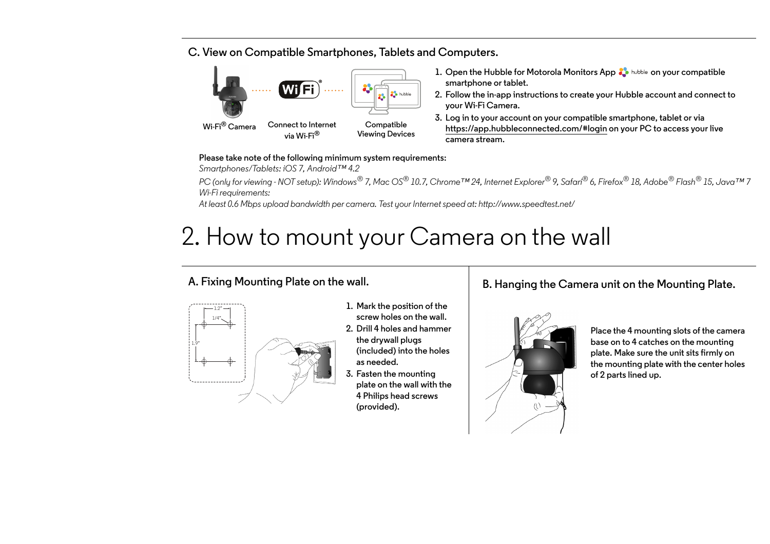### C. View on Compatible Smartphones, Tablets and Computers.

Wi-Fi® Camera

Connect to Internet via Wi-Fi®

Compatible Viewing Devices

1. Open the Hubble for Motorola Monitors App on your compatible smartphone or tablet.
2. Follow the in-app instructions to create your Hubble account and connect to your Wi-Fi Camera.
3. Log in to your account on your compatible smartphone, tablet or via https://app.hubbleconnected.com/#login on your PC to access your live camera stream.

Please take note of the following minimum system requirements:

*Smartphones/Tablets: iOS 7, Android™ 4.2*

*PC (only for viewing - NOT setup): Windows® 7, Mac OS® 10.7, Chrome™ 24, Internet Explorer® 9, Safari® 6, Firefox® 18, Adobe® Flash® 15, Java™ 7*

*Wi-Fi requirements:*

*At least 0.6 Mbps upload bandwidth per camera. Test your Internet speed at: http://www.speedtest.net/*

# 2. How to mount your Camera on the wall

### A. Fixing Mounting Plate on the wall.

1.2"

1/4"

1.9"

1. Mark the position of the screw holes on the wall.
2. Drill 4 holes and hammer the drywall plugs (included) into the holes as needed.
3. Fasten the mounting plate on the wall with the 4 Philips head screws (provided).

### B. Hanging the Camera unit on the Mounting Plate.

Place the 4 mounting slots of the camera base on to 4 catches on the mounting plate. Make sure the unit sits firmly on the mounting plate with the center holes of 2 parts lined up.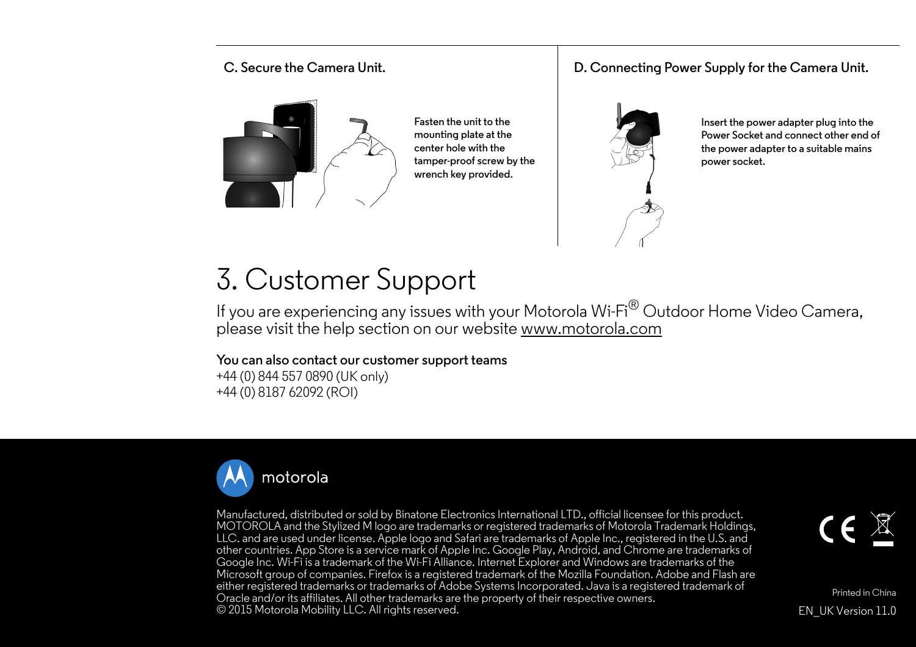### C. Secure the Camera Unit.

Fasten the unit to the mounting plate at the center hole with the tamper-proof screw by the wrench key provided.

### D. Connecting Power Supply for the Camera Unit.

Insert the power adapter plug into the Power Socket and connect other end of the power adapter to a suitable mains power socket.

# 3. Customer Support

If you are experiencing any issues with your Motorola Wi-Fi® Outdoor Home Video Camera, please visit the help section on our website www.motorola.com

**You can also contact our customer support teams**

+44 (0) 844 557 0890 (UK only)
+44 (0) 8187 62092 (ROI)

motorola

Manufactured, distributed or sold by Binatone Electronics International LTD., official licensee for this product. MOTOROLA and the Stylized M logo are trademarks or registered trademarks of Motorola Trademark Holdings, LLC. and are used under license. Apple logo and Safari are trademarks of Apple Inc., registered in the U.S. and other countries. App Store is a service mark of Apple Inc. Google Play, Android, and Chrome are trademarks of Google Inc. Wi-Fi is a trademark of the Wi-Fi Alliance. Internet Explorer and Windows are trademarks of the Microsoft group of companies. Firefox is a registered trademark of the Mozilla Foundation. Adobe and Flash are either registered trademarks or trademarks of Adobe Systems Incorporated. Java is a registered trademark of Oracle and/or its affiliates. All other trademarks are the property of their respective owners.
© 2015 Motorola Mobility LLC. All rights reserved.

Printed in China

EN_UK Version 11.0